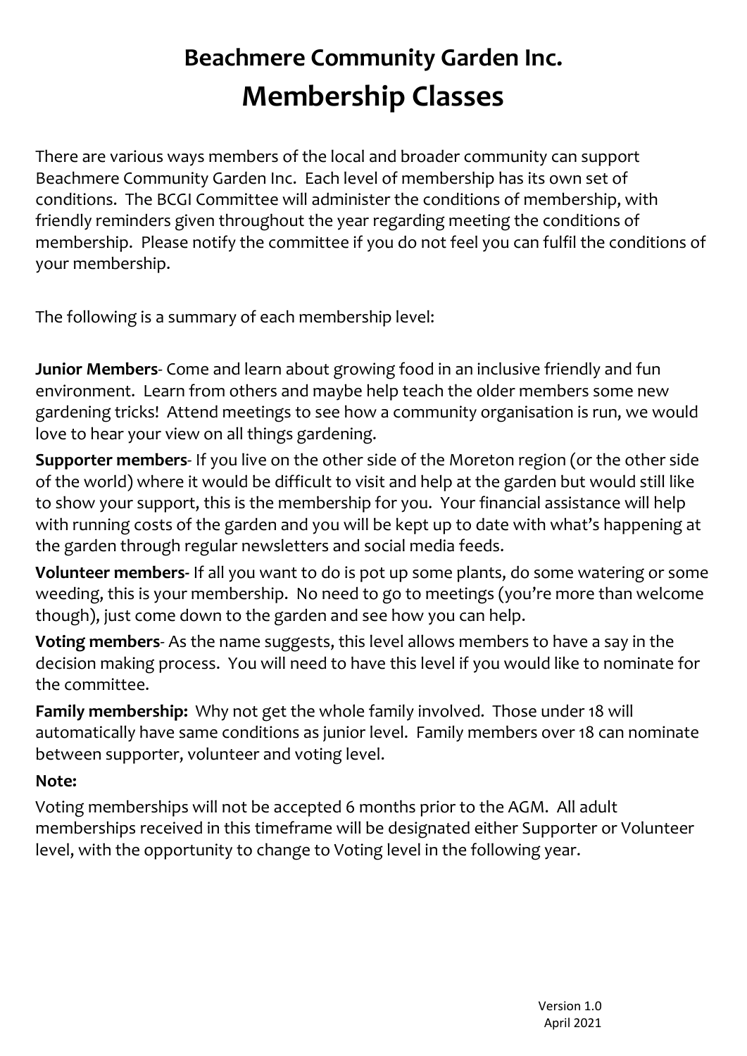# Beachmere Community Garden Inc.

# Membership Classes

There are various ways members of the local and broader community can support Beachmere Community Garden Inc. Each level of membership has its own set of conditions. The BCGI Committee will administer the conditions of membership, with friendly reminders given throughout the year regarding meeting the conditions of membership. Please notify the committee if you do not feel you can fulfil the conditions of your membership.

The following is a summary of each membership level:

**Junior Members**- Come and learn about growing food in an inclusive friendly and fun environment. Learn from others and maybe help teach the older members some new gardening tricks! Attend meetings to see how a community organisation is run, we would love to hear your view on all things gardening.

**Supporter members**- If you live on the other side of the Moreton region (or the other side of the world) where it would be difficult to visit and help at the garden but would still like to show your support, this is the membership for you. Your financial assistance will help with running costs of the garden and you will be kept up to date with what's happening at the garden through regular newsletters and social media feeds.

**Volunteer members-** If all you want to do is pot up some plants, do some watering or some weeding, this is your membership. No need to go to meetings (you're more than welcome though), just come down to the garden and see how you can help.

**Voting members**- As the name suggests, this level allows members to have a say in the decision making process. You will need to have this level if you would like to nominate for the committee.

**Family membership:** Why not get the whole family involved. Those under 18 will automatically have same conditions as junior level. Family members over 18 can nominate between supporter, volunteer and voting level.

**Note:**

Voting memberships will not be accepted 6 months prior to the AGM. All adult memberships received in this timeframe will be designated either Supporter or Volunteer level, with the opportunity to change to Voting level in the following year.

Version 1.0
April 2021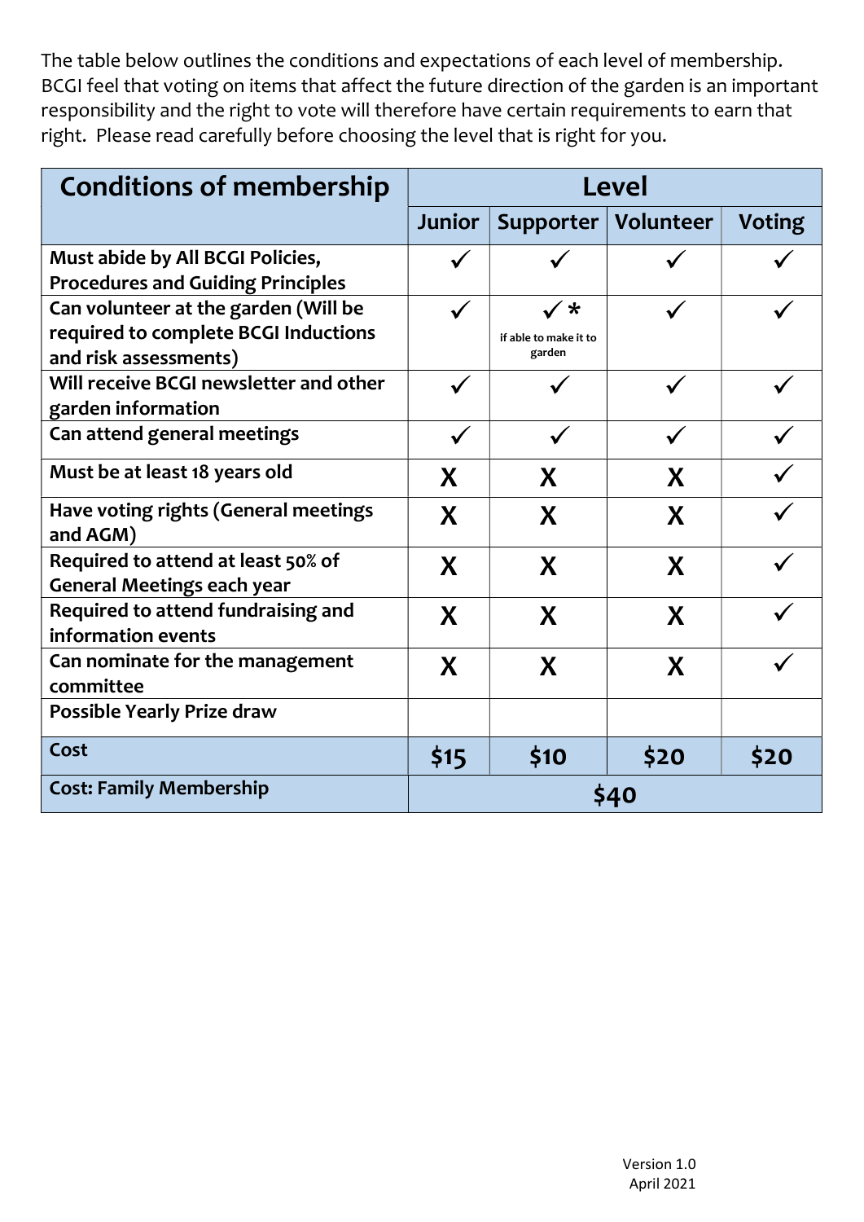The table below outlines the conditions and expectations of each level of membership. BCGI feel that voting on items that affect the future direction of the garden is an important responsibility and the right to vote will therefore have certain requirements to earn that right. Please read carefully before choosing the level that is right for you.

| Conditions of membership | Level | | | |
|---|---|---|---|---|
| | Junior | Supporter | Volunteer | Voting |
| Must abide by All BCGI Policies, Procedures and Guiding Principles | ✓ | ✓ | ✓ | ✓ |
| Can volunteer at the garden (Will be required to complete BCGI Inductions and risk assessments) | ✓ | ✓ * if able to make it to garden | ✓ | ✓ |
| Will receive BCGI newsletter and other garden information | ✓ | ✓ | ✓ | ✓ |
| Can attend general meetings | ✓ | ✓ | ✓ | ✓ |
| Must be at least 18 years old | X | X | X | ✓ |
| Have voting rights (General meetings and AGM) | X | X | X | ✓ |
| Required to attend at least 50% of General Meetings each year | X | X | X | ✓ |
| Required to attend fundraising and information events | X | X | X | ✓ |
| Can nominate for the management committee | X | X | X | ✓ |
| Possible Yearly Prize draw | | | | |
| Cost | $15 | $10 | $20 | $20 |
| Cost: Family Membership | $40 | | | |

Version 1.0
April 2021